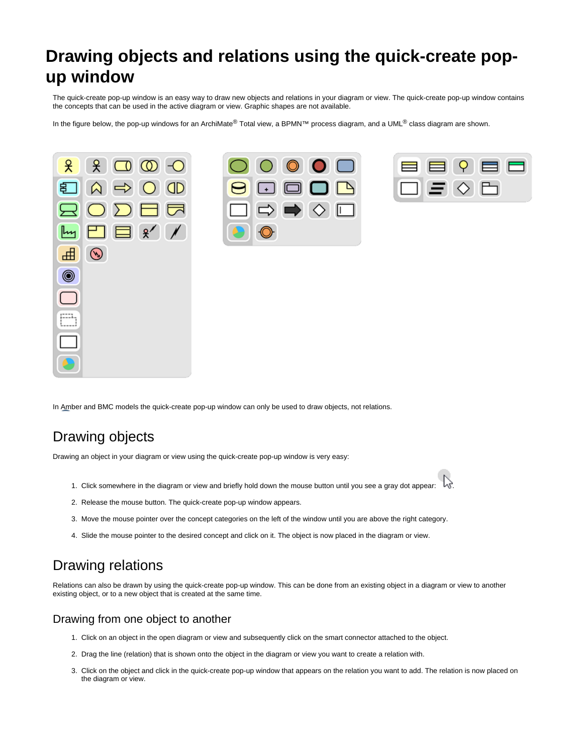# Drawing objects and relations using the quick-create pop-up window

The quick-create pop-up window is an easy way to draw new objects and relations in your diagram or view. The quick-create pop-up window contains the concepts that can be used in the active diagram or view. Graphic shapes are not available.

In the figure below, the pop-up windows for an ArchiMate® Total view, a BPMN™ process diagram, and a UML® class diagram are shown.

In Amber and BMC models the quick-create pop-up window can only be used to draw objects, not relations.

## Drawing objects

Drawing an object in your diagram or view using the quick-create pop-up window is very easy:

1. Click somewhere in the diagram or view and briefly hold down the mouse button until you see a gray dot appear: .
2. Release the mouse button. The quick-create pop-up window appears.
3. Move the mouse pointer over the concept categories on the left of the window until you are above the right category.
4. Slide the mouse pointer to the desired concept and click on it. The object is now placed in the diagram or view.

## Drawing relations

Relations can also be drawn by using the quick-create pop-up window. This can be done from an existing object in a diagram or view to another existing object, or to a new object that is created at the same time.

### Drawing from one object to another

1. Click on an object in the open diagram or view and subsequently click on the smart connector attached to the object.
2. Drag the line (relation) that is shown onto the object in the diagram or view you want to create a relation with.
3. Click on the object and click in the quick-create pop-up window that appears on the relation you want to add. The relation is now placed on the diagram or view.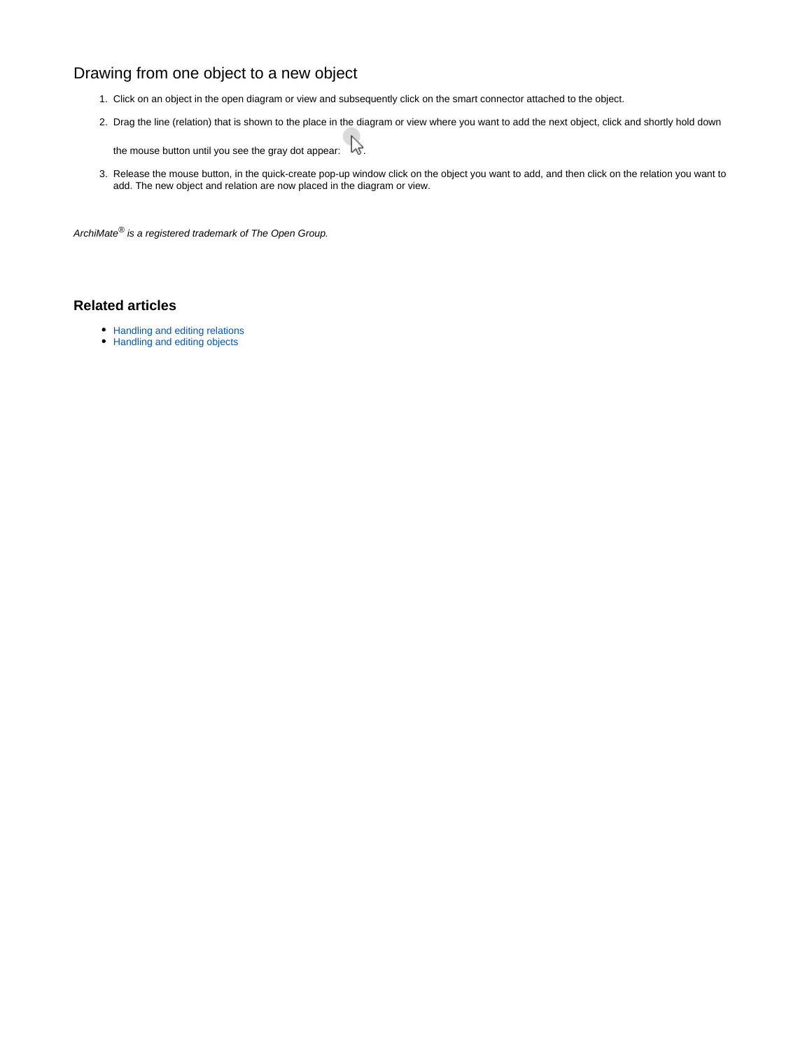## Drawing from one object to a new object

1. Click on an object in the open diagram or view and subsequently click on the smart connector attached to the object.
2. Drag the line (relation) that is shown to the place in the diagram or view where you want to add the next object, click and shortly hold down the mouse button until you see the gray dot appear: .
3. Release the mouse button, in the quick-create pop-up window click on the object you want to add, and then click on the relation you want to add. The new object and relation are now placed in the diagram or view.

*ArchiMate® is a registered trademark of The Open Group.*

### Related articles

- Handling and editing relations
- Handling and editing objects